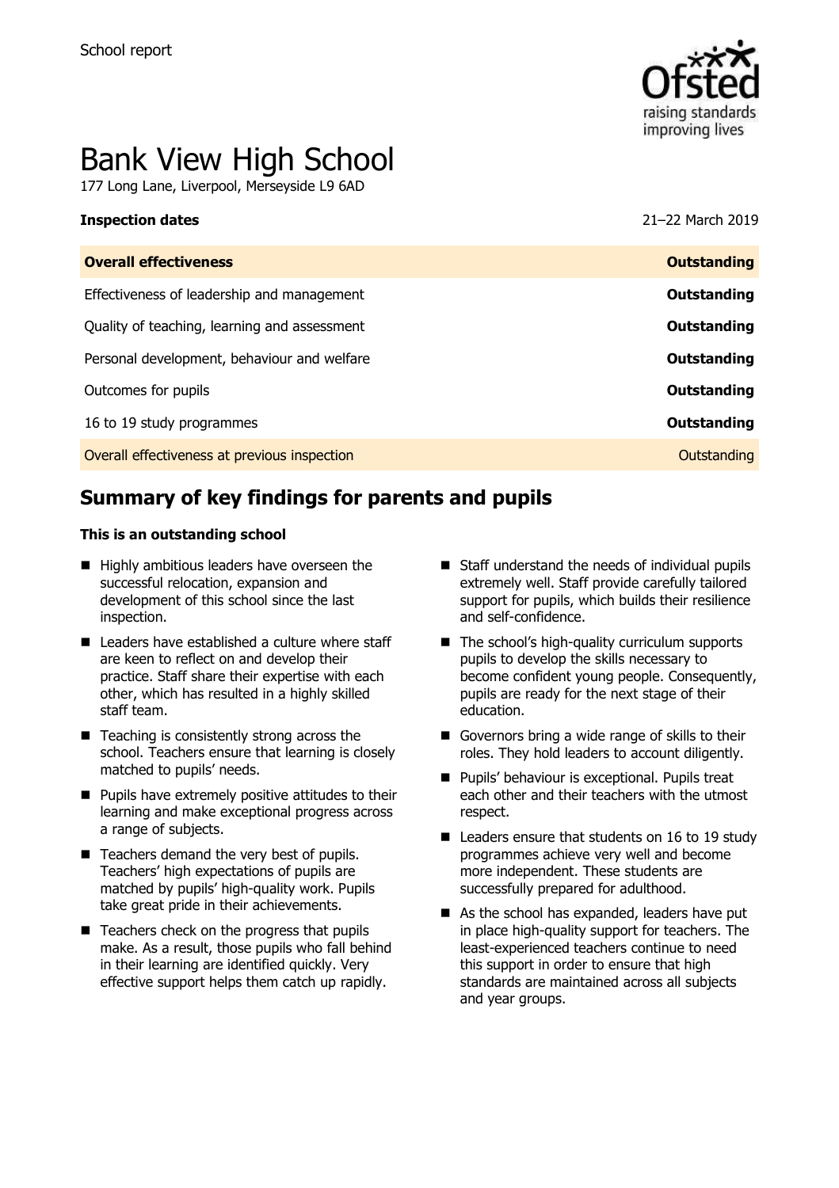School report

# Bank View High School

177 Long Lane, Liverpool, Merseyside L9 6AD

**Inspection dates** 21–22 March 2019

| **Overall effectiveness** | **Outstanding** |
|---|---|
| Effectiveness of leadership and management | **Outstanding** |
| Quality of teaching, learning and assessment | **Outstanding** |
| Personal development, behaviour and welfare | **Outstanding** |
| Outcomes for pupils | **Outstanding** |
| 16 to 19 study programmes | **Outstanding** |
| Overall effectiveness at previous inspection | Outstanding |

## Summary of key findings for parents and pupils

**This is an outstanding school**

- Highly ambitious leaders have overseen the successful relocation, expansion and development of this school since the last inspection.
- Leaders have established a culture where staff are keen to reflect on and develop their practice. Staff share their expertise with each other, which has resulted in a highly skilled staff team.
- Teaching is consistently strong across the school. Teachers ensure that learning is closely matched to pupils' needs.
- Pupils have extremely positive attitudes to their learning and make exceptional progress across a range of subjects.
- Teachers demand the very best of pupils. Teachers' high expectations of pupils are matched by pupils' high-quality work. Pupils take great pride in their achievements.
- Teachers check on the progress that pupils make. As a result, those pupils who fall behind in their learning are identified quickly. Very effective support helps them catch up rapidly.
- Staff understand the needs of individual pupils extremely well. Staff provide carefully tailored support for pupils, which builds their resilience and self-confidence.
- The school's high-quality curriculum supports pupils to develop the skills necessary to become confident young people. Consequently, pupils are ready for the next stage of their education.
- Governors bring a wide range of skills to their roles. They hold leaders to account diligently.
- Pupils' behaviour is exceptional. Pupils treat each other and their teachers with the utmost respect.
- Leaders ensure that students on 16 to 19 study programmes achieve very well and become more independent. These students are successfully prepared for adulthood.
- As the school has expanded, leaders have put in place high-quality support for teachers. The least-experienced teachers continue to need this support in order to ensure that high standards are maintained across all subjects and year groups.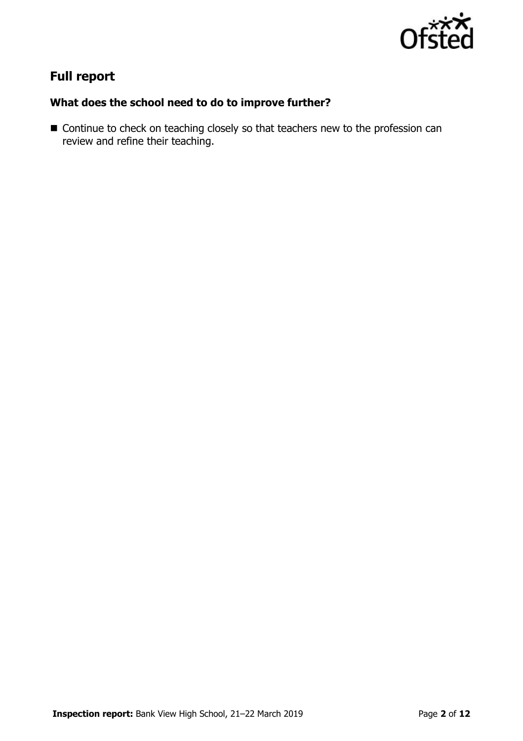## Full report

### What does the school need to do to improve further?

- Continue to check on teaching closely so that teachers new to the profession can review and refine their teaching.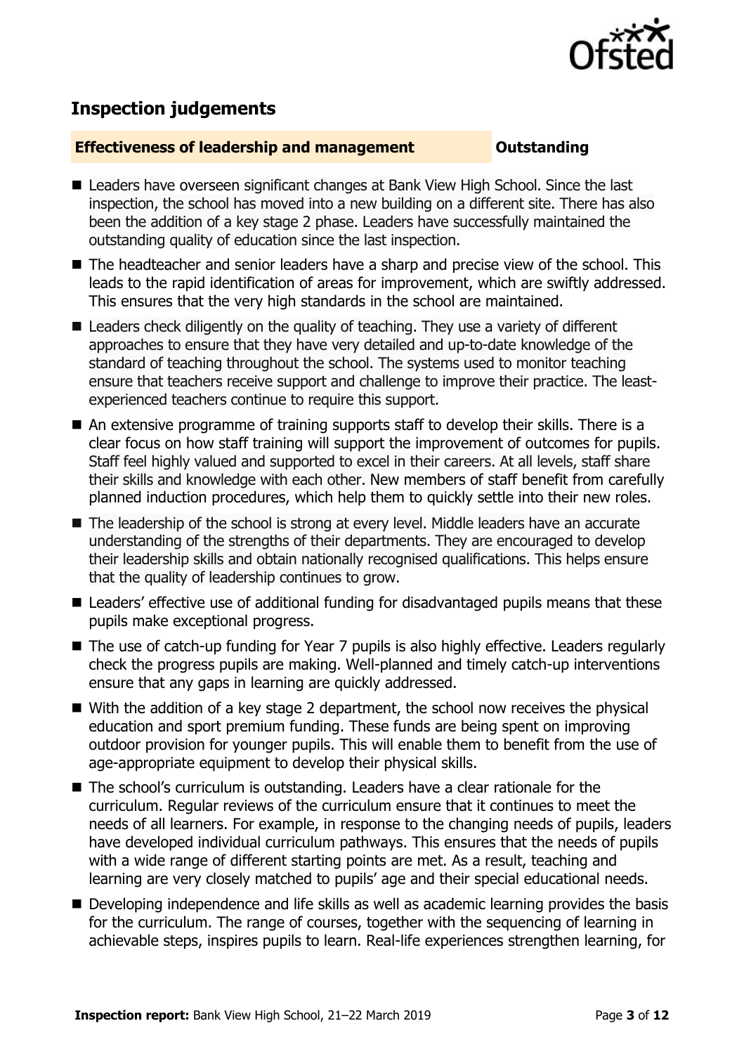## Inspection judgements

| **Effectiveness of leadership and management** | **Outstanding** |
| --- | --- |

- Leaders have overseen significant changes at Bank View High School. Since the last inspection, the school has moved into a new building on a different site. There has also been the addition of a key stage 2 phase. Leaders have successfully maintained the outstanding quality of education since the last inspection.
- The headteacher and senior leaders have a sharp and precise view of the school. This leads to the rapid identification of areas for improvement, which are swiftly addressed. This ensures that the very high standards in the school are maintained.
- Leaders check diligently on the quality of teaching. They use a variety of different approaches to ensure that they have very detailed and up-to-date knowledge of the standard of teaching throughout the school. The systems used to monitor teaching ensure that teachers receive support and challenge to improve their practice. The least-experienced teachers continue to require this support.
- An extensive programme of training supports staff to develop their skills. There is a clear focus on how staff training will support the improvement of outcomes for pupils. Staff feel highly valued and supported to excel in their careers. At all levels, staff share their skills and knowledge with each other. New members of staff benefit from carefully planned induction procedures, which help them to quickly settle into their new roles.
- The leadership of the school is strong at every level. Middle leaders have an accurate understanding of the strengths of their departments. They are encouraged to develop their leadership skills and obtain nationally recognised qualifications. This helps ensure that the quality of leadership continues to grow.
- Leaders' effective use of additional funding for disadvantaged pupils means that these pupils make exceptional progress.
- The use of catch-up funding for Year 7 pupils is also highly effective. Leaders regularly check the progress pupils are making. Well-planned and timely catch-up interventions ensure that any gaps in learning are quickly addressed.
- With the addition of a key stage 2 department, the school now receives the physical education and sport premium funding. These funds are being spent on improving outdoor provision for younger pupils. This will enable them to benefit from the use of age-appropriate equipment to develop their physical skills.
- The school's curriculum is outstanding. Leaders have a clear rationale for the curriculum. Regular reviews of the curriculum ensure that it continues to meet the needs of all learners. For example, in response to the changing needs of pupils, leaders have developed individual curriculum pathways. This ensures that the needs of pupils with a wide range of different starting points are met. As a result, teaching and learning are very closely matched to pupils' age and their special educational needs.
- Developing independence and life skills as well as academic learning provides the basis for the curriculum. The range of courses, together with the sequencing of learning in achievable steps, inspires pupils to learn. Real-life experiences strengthen learning, for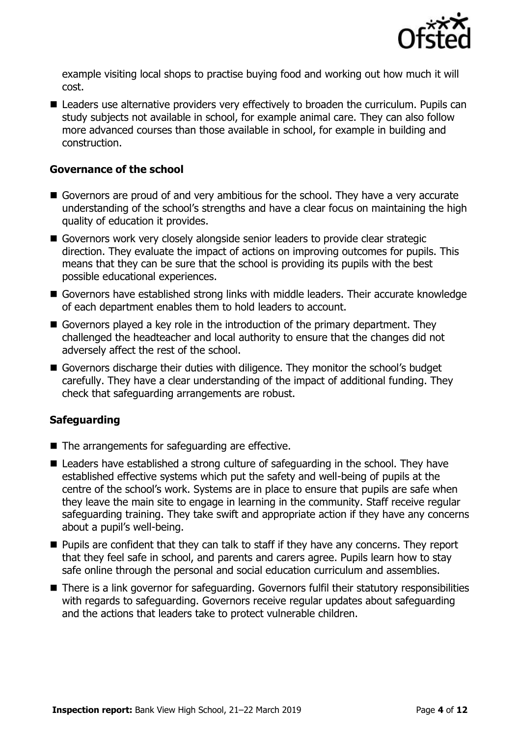example visiting local shops to practise buying food and working out how much it will cost.

- Leaders use alternative providers very effectively to broaden the curriculum. Pupils can study subjects not available in school, for example animal care. They can also follow more advanced courses than those available in school, for example in building and construction.

### Governance of the school

- Governors are proud of and very ambitious for the school. They have a very accurate understanding of the school's strengths and have a clear focus on maintaining the high quality of education it provides.
- Governors work very closely alongside senior leaders to provide clear strategic direction. They evaluate the impact of actions on improving outcomes for pupils. This means that they can be sure that the school is providing its pupils with the best possible educational experiences.
- Governors have established strong links with middle leaders. Their accurate knowledge of each department enables them to hold leaders to account.
- Governors played a key role in the introduction of the primary department. They challenged the headteacher and local authority to ensure that the changes did not adversely affect the rest of the school.
- Governors discharge their duties with diligence. They monitor the school's budget carefully. They have a clear understanding of the impact of additional funding. They check that safeguarding arrangements are robust.

### Safeguarding

- The arrangements for safeguarding are effective.
- Leaders have established a strong culture of safeguarding in the school. They have established effective systems which put the safety and well-being of pupils at the centre of the school's work. Systems are in place to ensure that pupils are safe when they leave the main site to engage in learning in the community. Staff receive regular safeguarding training. They take swift and appropriate action if they have any concerns about a pupil's well-being.
- Pupils are confident that they can talk to staff if they have any concerns. They report that they feel safe in school, and parents and carers agree. Pupils learn how to stay safe online through the personal and social education curriculum and assemblies.
- There is a link governor for safeguarding. Governors fulfil their statutory responsibilities with regards to safeguarding. Governors receive regular updates about safeguarding and the actions that leaders take to protect vulnerable children.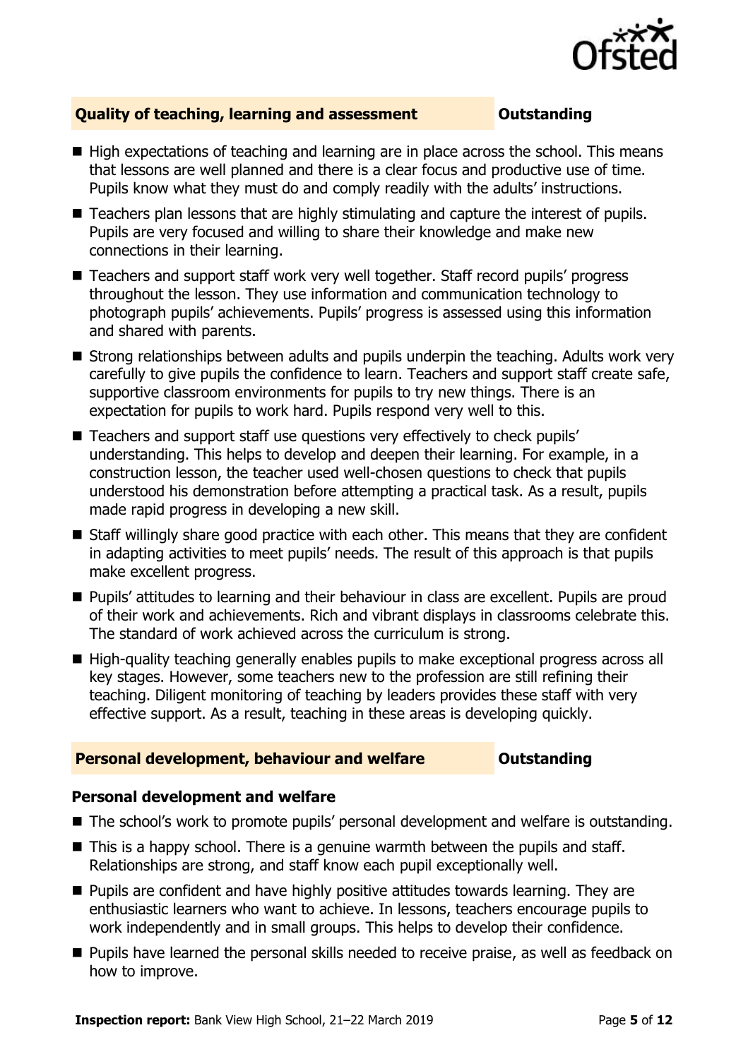## Quality of teaching, learning and assessment — Outstanding

- High expectations of teaching and learning are in place across the school. This means that lessons are well planned and there is a clear focus and productive use of time. Pupils know what they must do and comply readily with the adults' instructions.
- Teachers plan lessons that are highly stimulating and capture the interest of pupils. Pupils are very focused and willing to share their knowledge and make new connections in their learning.
- Teachers and support staff work very well together. Staff record pupils' progress throughout the lesson. They use information and communication technology to photograph pupils' achievements. Pupils' progress is assessed using this information and shared with parents.
- Strong relationships between adults and pupils underpin the teaching. Adults work very carefully to give pupils the confidence to learn. Teachers and support staff create safe, supportive classroom environments for pupils to try new things. There is an expectation for pupils to work hard. Pupils respond very well to this.
- Teachers and support staff use questions very effectively to check pupils' understanding. This helps to develop and deepen their learning. For example, in a construction lesson, the teacher used well-chosen questions to check that pupils understood his demonstration before attempting a practical task. As a result, pupils made rapid progress in developing a new skill.
- Staff willingly share good practice with each other. This means that they are confident in adapting activities to meet pupils' needs. The result of this approach is that pupils make excellent progress.
- Pupils' attitudes to learning and their behaviour in class are excellent. Pupils are proud of their work and achievements. Rich and vibrant displays in classrooms celebrate this. The standard of work achieved across the curriculum is strong.
- High-quality teaching generally enables pupils to make exceptional progress across all key stages. However, some teachers new to the profession are still refining their teaching. Diligent monitoring of teaching by leaders provides these staff with very effective support. As a result, teaching in these areas is developing quickly.

## Personal development, behaviour and welfare — Outstanding

### Personal development and welfare

- The school's work to promote pupils' personal development and welfare is outstanding.
- This is a happy school. There is a genuine warmth between the pupils and staff. Relationships are strong, and staff know each pupil exceptionally well.
- Pupils are confident and have highly positive attitudes towards learning. They are enthusiastic learners who want to achieve. In lessons, teachers encourage pupils to work independently and in small groups. This helps to develop their confidence.
- Pupils have learned the personal skills needed to receive praise, as well as feedback on how to improve.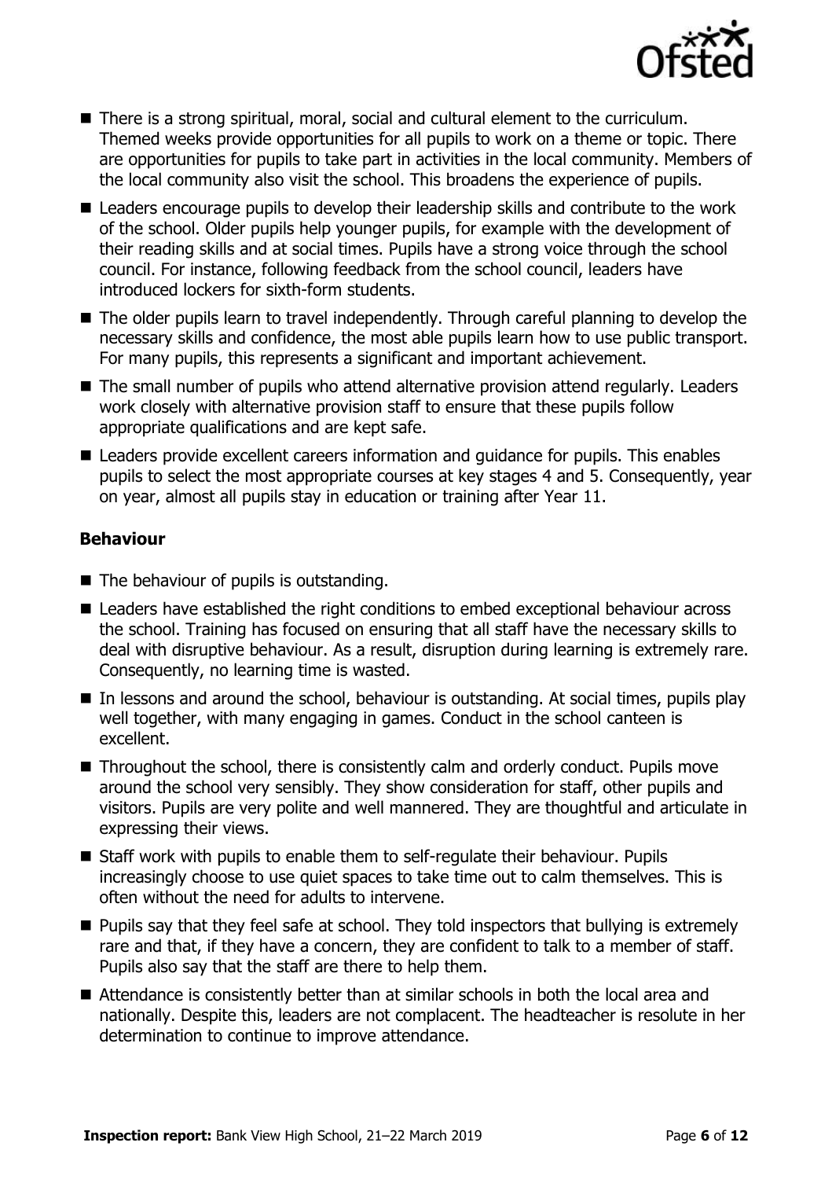- There is a strong spiritual, moral, social and cultural element to the curriculum. Themed weeks provide opportunities for all pupils to work on a theme or topic. There are opportunities for pupils to take part in activities in the local community. Members of the local community also visit the school. This broadens the experience of pupils.
- Leaders encourage pupils to develop their leadership skills and contribute to the work of the school. Older pupils help younger pupils, for example with the development of their reading skills and at social times. Pupils have a strong voice through the school council. For instance, following feedback from the school council, leaders have introduced lockers for sixth-form students.
- The older pupils learn to travel independently. Through careful planning to develop the necessary skills and confidence, the most able pupils learn how to use public transport. For many pupils, this represents a significant and important achievement.
- The small number of pupils who attend alternative provision attend regularly. Leaders work closely with alternative provision staff to ensure that these pupils follow appropriate qualifications and are kept safe.
- Leaders provide excellent careers information and guidance for pupils. This enables pupils to select the most appropriate courses at key stages 4 and 5. Consequently, year on year, almost all pupils stay in education or training after Year 11.

### Behaviour

- The behaviour of pupils is outstanding.
- Leaders have established the right conditions to embed exceptional behaviour across the school. Training has focused on ensuring that all staff have the necessary skills to deal with disruptive behaviour. As a result, disruption during learning is extremely rare. Consequently, no learning time is wasted.
- In lessons and around the school, behaviour is outstanding. At social times, pupils play well together, with many engaging in games. Conduct in the school canteen is excellent.
- Throughout the school, there is consistently calm and orderly conduct. Pupils move around the school very sensibly. They show consideration for staff, other pupils and visitors. Pupils are very polite and well mannered. They are thoughtful and articulate in expressing their views.
- Staff work with pupils to enable them to self-regulate their behaviour. Pupils increasingly choose to use quiet spaces to take time out to calm themselves. This is often without the need for adults to intervene.
- Pupils say that they feel safe at school. They told inspectors that bullying is extremely rare and that, if they have a concern, they are confident to talk to a member of staff. Pupils also say that the staff are there to help them.
- Attendance is consistently better than at similar schools in both the local area and nationally. Despite this, leaders are not complacent. The headteacher is resolute in her determination to continue to improve attendance.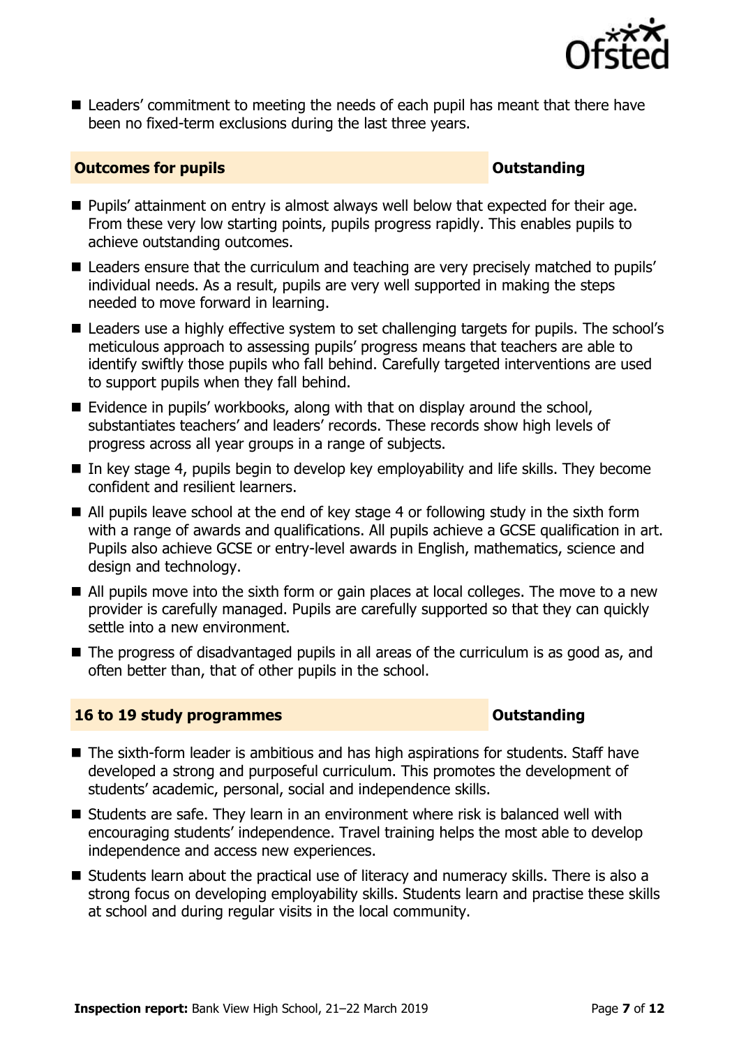- Leaders' commitment to meeting the needs of each pupil has meant that there have been no fixed-term exclusions during the last three years.

## Outcomes for pupils — Outstanding

- Pupils' attainment on entry is almost always well below that expected for their age. From these very low starting points, pupils progress rapidly. This enables pupils to achieve outstanding outcomes.
- Leaders ensure that the curriculum and teaching are very precisely matched to pupils' individual needs. As a result, pupils are very well supported in making the steps needed to move forward in learning.
- Leaders use a highly effective system to set challenging targets for pupils. The school's meticulous approach to assessing pupils' progress means that teachers are able to identify swiftly those pupils who fall behind. Carefully targeted interventions are used to support pupils when they fall behind.
- Evidence in pupils' workbooks, along with that on display around the school, substantiates teachers' and leaders' records. These records show high levels of progress across all year groups in a range of subjects.
- In key stage 4, pupils begin to develop key employability and life skills. They become confident and resilient learners.
- All pupils leave school at the end of key stage 4 or following study in the sixth form with a range of awards and qualifications. All pupils achieve a GCSE qualification in art. Pupils also achieve GCSE or entry-level awards in English, mathematics, science and design and technology.
- All pupils move into the sixth form or gain places at local colleges. The move to a new provider is carefully managed. Pupils are carefully supported so that they can quickly settle into a new environment.
- The progress of disadvantaged pupils in all areas of the curriculum is as good as, and often better than, that of other pupils in the school.

## 16 to 19 study programmes — Outstanding

- The sixth-form leader is ambitious and has high aspirations for students. Staff have developed a strong and purposeful curriculum. This promotes the development of students' academic, personal, social and independence skills.
- Students are safe. They learn in an environment where risk is balanced well with encouraging students' independence. Travel training helps the most able to develop independence and access new experiences.
- Students learn about the practical use of literacy and numeracy skills. There is also a strong focus on developing employability skills. Students learn and practise these skills at school and during regular visits in the local community.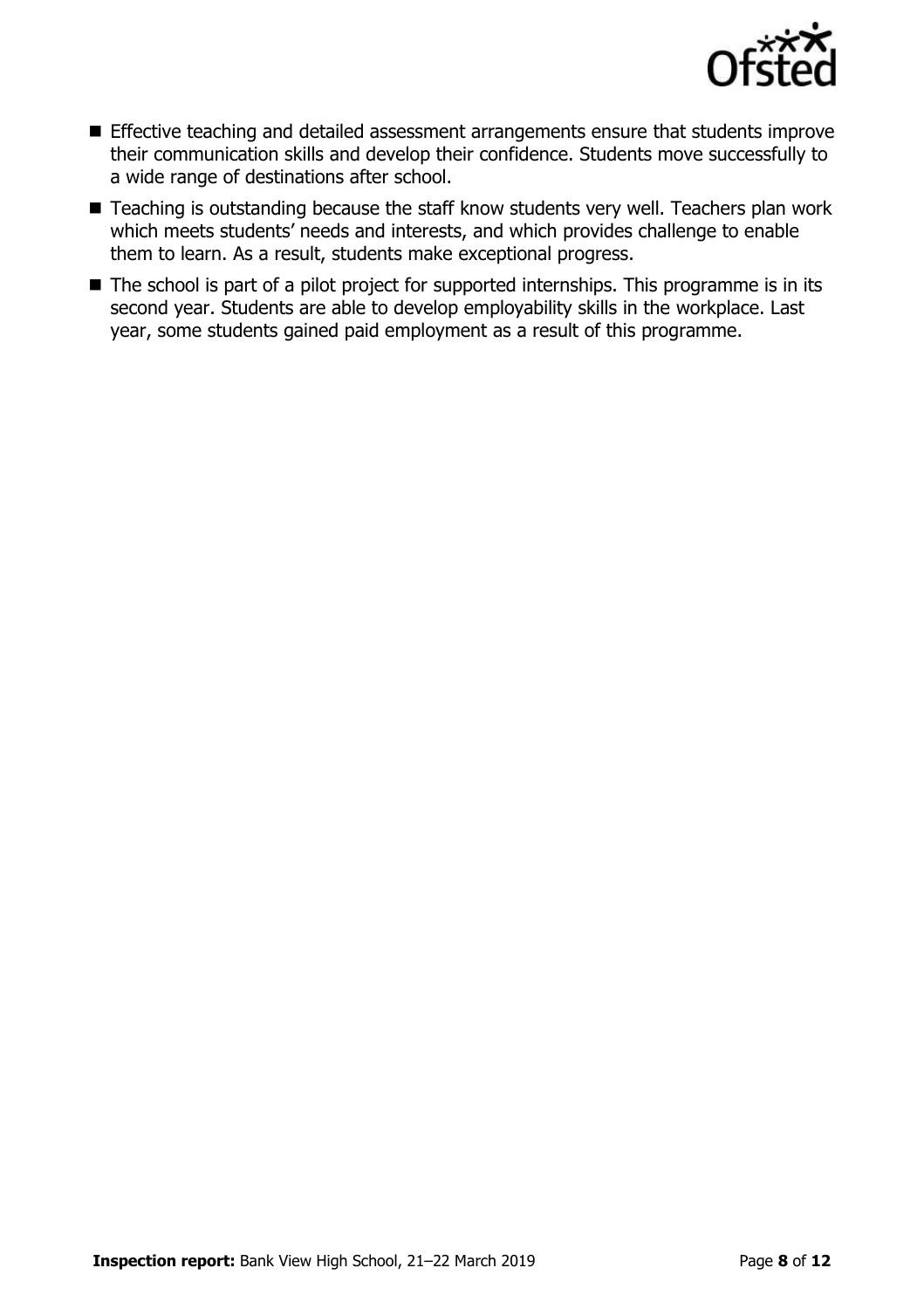- Effective teaching and detailed assessment arrangements ensure that students improve their communication skills and develop their confidence. Students move successfully to a wide range of destinations after school.
- Teaching is outstanding because the staff know students very well. Teachers plan work which meets students' needs and interests, and which provides challenge to enable them to learn. As a result, students make exceptional progress.
- The school is part of a pilot project for supported internships. This programme is in its second year. Students are able to develop employability skills in the workplace. Last year, some students gained paid employment as a result of this programme.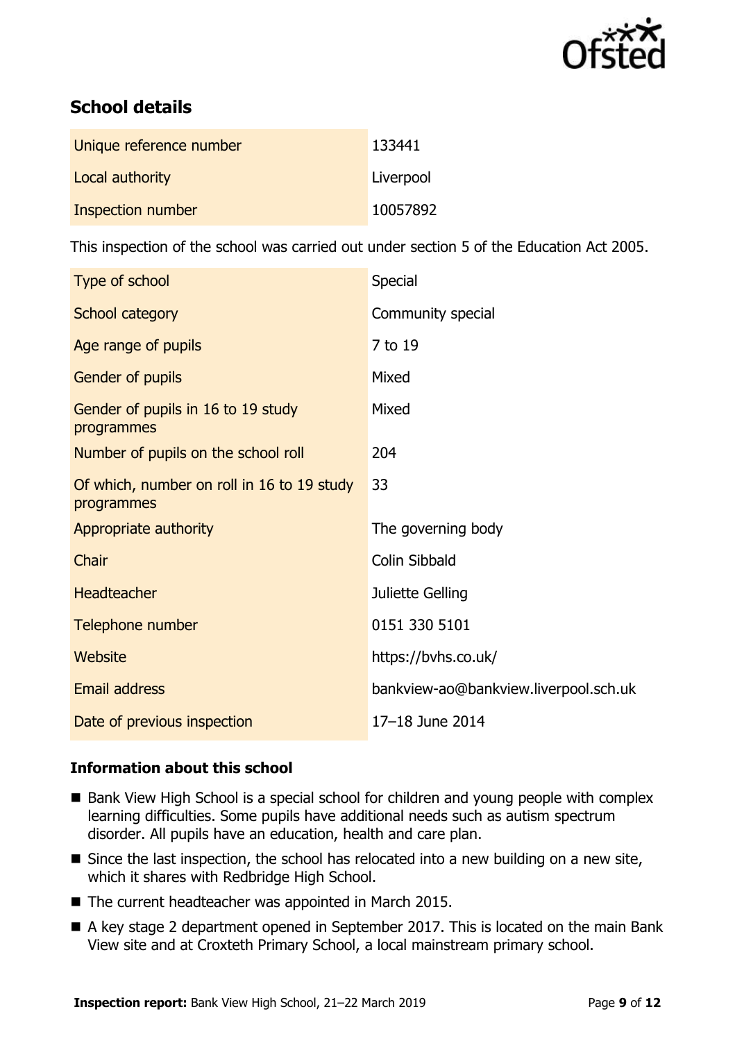## School details

| | |
|---|---|
| Unique reference number | 133441 |
| Local authority | Liverpool |
| Inspection number | 10057892 |

This inspection of the school was carried out under section 5 of the Education Act 2005.

| | |
|---|---|
| Type of school | Special |
| School category | Community special |
| Age range of pupils | 7 to 19 |
| Gender of pupils | Mixed |
| Gender of pupils in 16 to 19 study programmes | Mixed |
| Number of pupils on the school roll | 204 |
| Of which, number on roll in 16 to 19 study programmes | 33 |
| Appropriate authority | The governing body |
| Chair | Colin Sibbald |
| Headteacher | Juliette Gelling |
| Telephone number | 0151 330 5101 |
| Website | https://bvhs.co.uk/ |
| Email address | bankview-ao@bankview.liverpool.sch.uk |
| Date of previous inspection | 17–18 June 2014 |

### Information about this school

- Bank View High School is a special school for children and young people with complex learning difficulties. Some pupils have additional needs such as autism spectrum disorder. All pupils have an education, health and care plan.
- Since the last inspection, the school has relocated into a new building on a new site, which it shares with Redbridge High School.
- The current headteacher was appointed in March 2015.
- A key stage 2 department opened in September 2017. This is located on the main Bank View site and at Croxteth Primary School, a local mainstream primary school.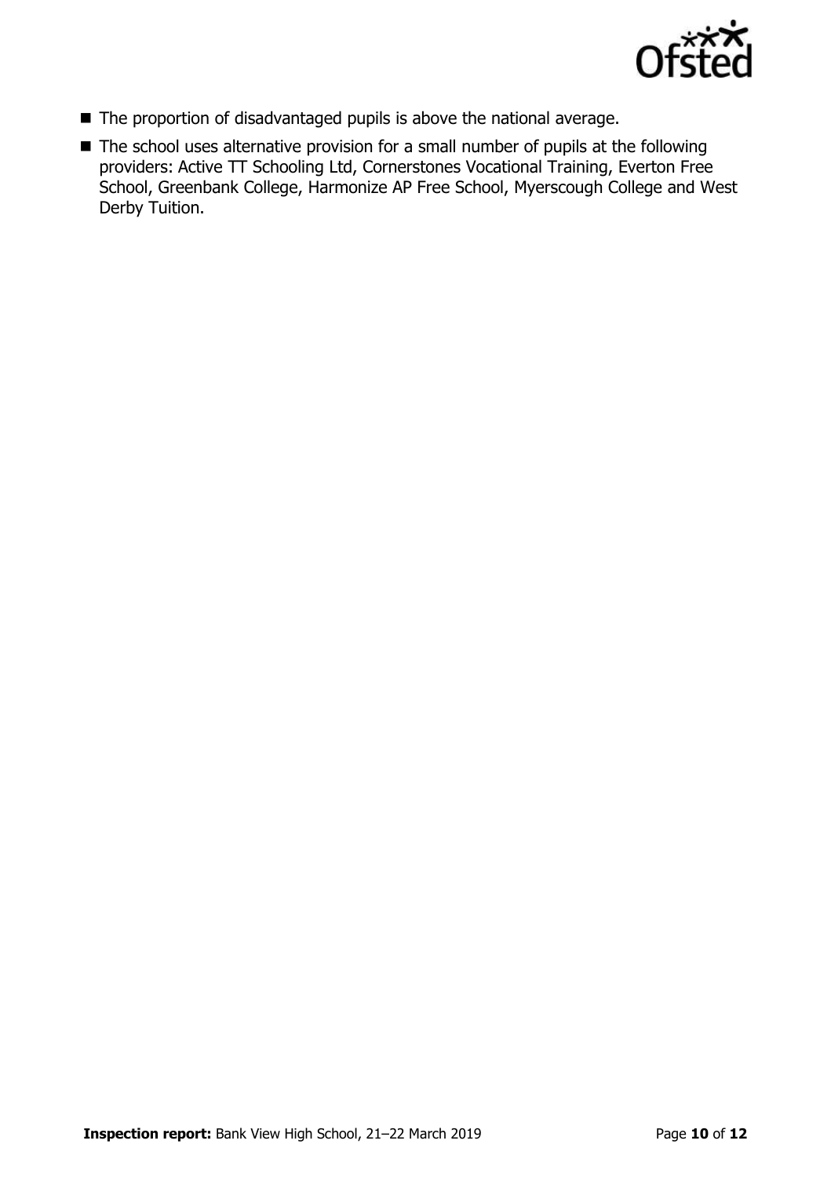- The proportion of disadvantaged pupils is above the national average.
- The school uses alternative provision for a small number of pupils at the following providers: Active TT Schooling Ltd, Cornerstones Vocational Training, Everton Free School, Greenbank College, Harmonize AP Free School, Myerscough College and West Derby Tuition.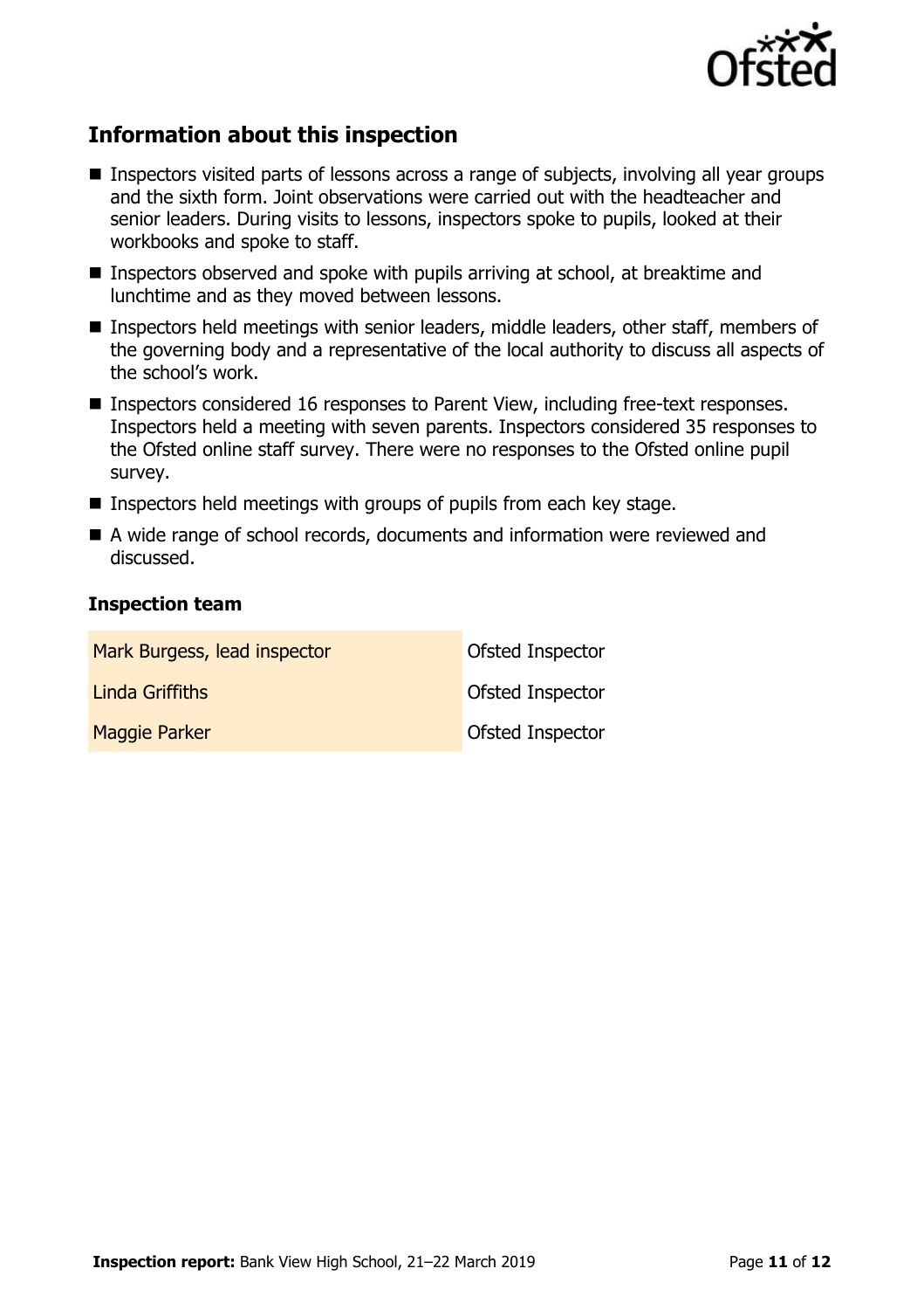## Information about this inspection

- Inspectors visited parts of lessons across a range of subjects, involving all year groups and the sixth form. Joint observations were carried out with the headteacher and senior leaders. During visits to lessons, inspectors spoke to pupils, looked at their workbooks and spoke to staff.
- Inspectors observed and spoke with pupils arriving at school, at breaktime and lunchtime and as they moved between lessons.
- Inspectors held meetings with senior leaders, middle leaders, other staff, members of the governing body and a representative of the local authority to discuss all aspects of the school's work.
- Inspectors considered 16 responses to Parent View, including free-text responses. Inspectors held a meeting with seven parents. Inspectors considered 35 responses to the Ofsted online staff survey. There were no responses to the Ofsted online pupil survey.
- Inspectors held meetings with groups of pupils from each key stage.
- A wide range of school records, documents and information were reviewed and discussed.

### Inspection team

| | |
|---|---|
| Mark Burgess, lead inspector | Ofsted Inspector |
| Linda Griffiths | Ofsted Inspector |
| Maggie Parker | Ofsted Inspector |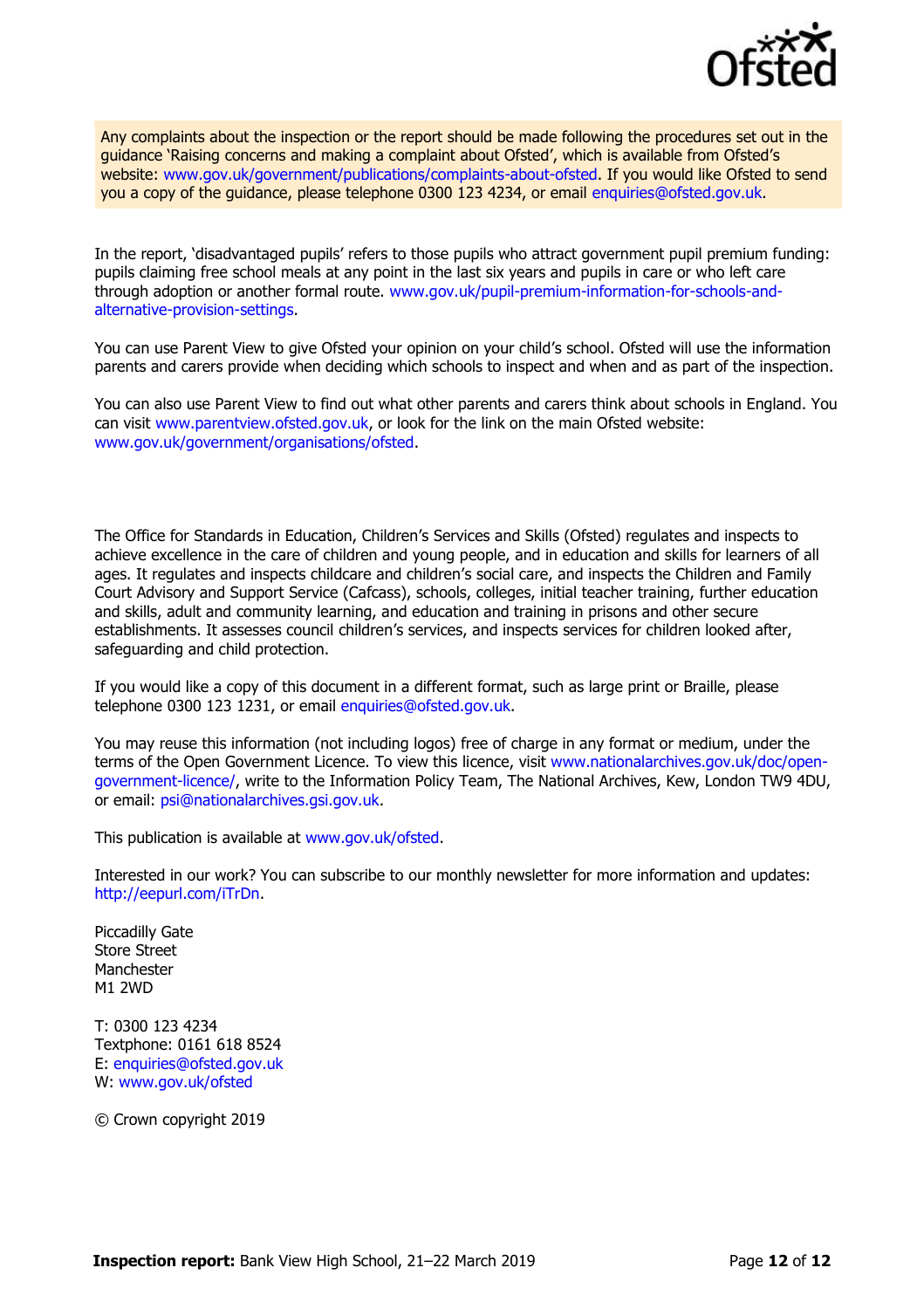Any complaints about the inspection or the report should be made following the procedures set out in the guidance 'Raising concerns and making a complaint about Ofsted', which is available from Ofsted's website: www.gov.uk/government/publications/complaints-about-ofsted. If you would like Ofsted to send you a copy of the guidance, please telephone 0300 123 4234, or email enquiries@ofsted.gov.uk.

In the report, 'disadvantaged pupils' refers to those pupils who attract government pupil premium funding: pupils claiming free school meals at any point in the last six years and pupils in care or who left care through adoption or another formal route. www.gov.uk/pupil-premium-information-for-schools-and-alternative-provision-settings.

You can use Parent View to give Ofsted your opinion on your child's school. Ofsted will use the information parents and carers provide when deciding which schools to inspect and when and as part of the inspection.

You can also use Parent View to find out what other parents and carers think about schools in England. You can visit www.parentview.ofsted.gov.uk, or look for the link on the main Ofsted website: www.gov.uk/government/organisations/ofsted.

The Office for Standards in Education, Children's Services and Skills (Ofsted) regulates and inspects to achieve excellence in the care of children and young people, and in education and skills for learners of all ages. It regulates and inspects childcare and children's social care, and inspects the Children and Family Court Advisory and Support Service (Cafcass), schools, colleges, initial teacher training, further education and skills, adult and community learning, and education and training in prisons and other secure establishments. It assesses council children's services, and inspects services for children looked after, safeguarding and child protection.

If you would like a copy of this document in a different format, such as large print or Braille, please telephone 0300 123 1231, or email enquiries@ofsted.gov.uk.

You may reuse this information (not including logos) free of charge in any format or medium, under the terms of the Open Government Licence. To view this licence, visit www.nationalarchives.gov.uk/doc/open-government-licence/, write to the Information Policy Team, The National Archives, Kew, London TW9 4DU, or email: psi@nationalarchives.gsi.gov.uk.

This publication is available at www.gov.uk/ofsted.

Interested in our work? You can subscribe to our monthly newsletter for more information and updates: http://eepurl.com/iTrDn.

Piccadilly Gate  
Store Street  
Manchester  
M1 2WD

T: 0300 123 4234  
Textphone: 0161 618 8524  
E: enquiries@ofsted.gov.uk  
W: www.gov.uk/ofsted

© Crown copyright 2019